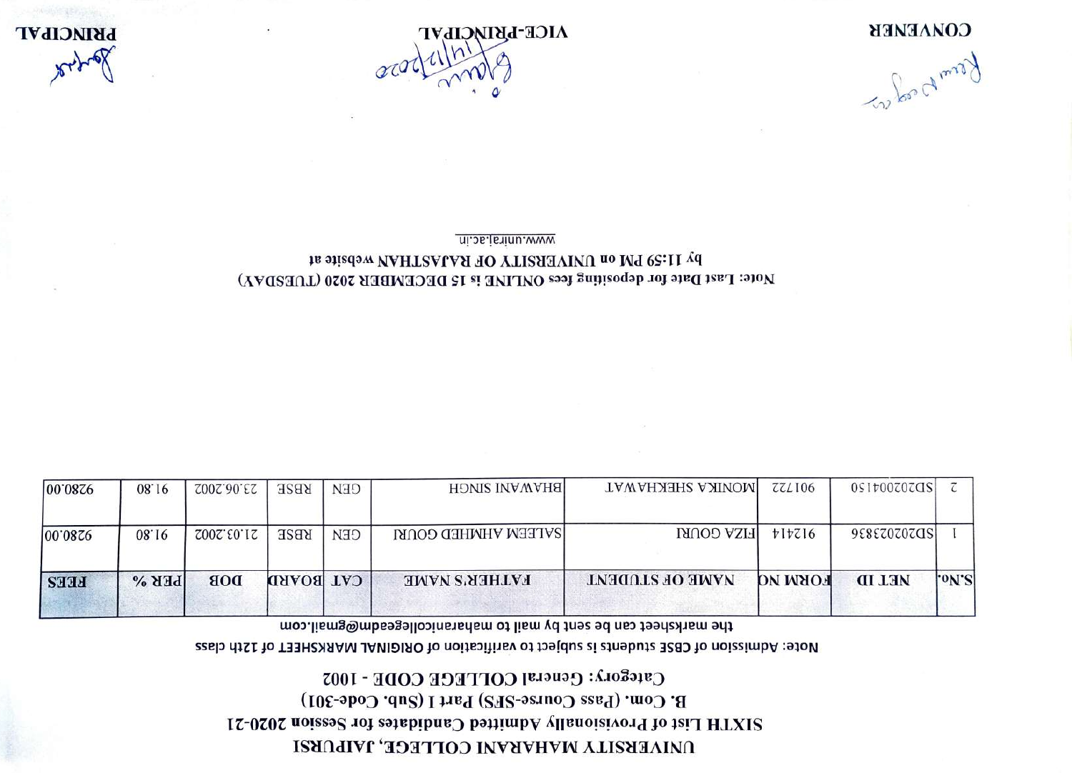# UNIVERSITY MAHARANI COLLEGE, JAIPURSI

## SIXTH List of Provisionally Admitted Candidates for Session 2020-21

### B. Com. (Pass Course-SFS) Part I (Sub. Code-301)

### Category: General COLLEGE CODE - 1002

Note: Admission of CBSE students is subject to verification of ORIGINAL MARKSHEET of 12th class the marksheet can be sent by mail to maharanicollegeadm@gmail.com

| S.No. | NET ID | FORM NO | NAME OF STUDENT | FATHER'S NAME | CAT | BOARD | DOB | PER % | FEES |
|---|---|---|---|---|---|---|---|---|---|
| 1 | SD2023836 | 912414 | FIZA GOURI | SALEEM AHMHED GOURI | GEN | RBSE | 21.03.2002 | 91.80 | 9280.00 |
| 2 | SD2020041 50 | 901722 | MONIKA SHEKHAWAT | BHAWANI SINGH | GEN | RBSE | 23.06.2002 | 91.80 | 9280.00 |

Note: Last Date for depositing fees ONLINE is 15 DECEMBER 2020 (TUESDAY) by 11:59 PM on UNIVERSITY OF RAJASTHAN website at www.uniraj.ac.in

CONVENER

VICE-PRINCIPAL

PRINCIPAL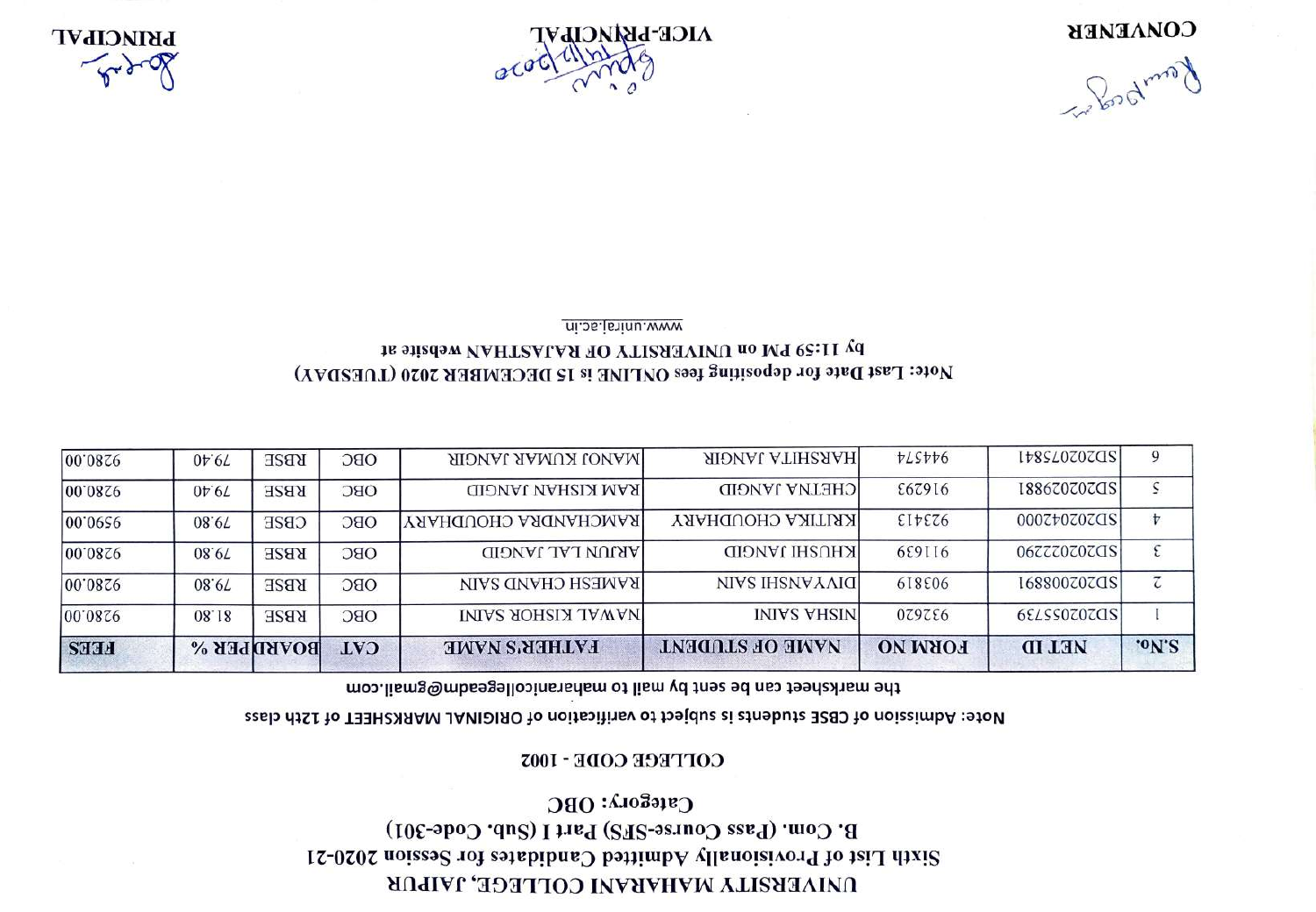# UNIVERSITY MAHARANI COLLEGE, JAIPUR

## Sixth List of Provisionally Admitted Candidates for Session 2020-21

### B. Com. (Pass Course-SFS) Part I (Sub. Code-301)

### Category: OBC

### COLLEGE CODE - 1002

Note: Admission of CBSE students is subject to verification of ORIGINAL MARKSHEET of 12th class the marksheet can be sent by mail to maharanicollegeadm@gmail.com

| S.No. | NET ID | FORM NO | NAME OF STUDENT | FATHER'S NAME | CAT | BOARD | PER % | FEES |
|---|---|---|---|---|---|---|---|---|
| 1 | SD202055739 | 932620 | NISHA SAINI | NAWAL KISHOR SAINI | OBC | RBSE | 81.80 | 9280.00 |
| 2 | SD2020088891 | 908319 | DIVYANSHI SAIN | RAMESH CHAND SAIN | OBC | RBSE | 79.80 | 9280.00 |
| 3 | SD2020222290 | 911659 | KHUSHI JANGID | ARJUN LAL JANGID | OBC | RBSE | 79.80 | 9280.00 |
| 4 | SD2020420000 | 923413 | KRITIKA CHOUDHARY | RAMCHANDRA CHOUDHARY | OBC | CBSE | 79.80 | 9590.00 |
| 5 | SD2020298881 | 916293 | CHETNA JANGID | RAM KISHAN JANGID | OBC | RBSE | 79.40 | 9280.00 |
| 6 | SD2020758341 | 944574 | HARSHITA JANGIR | MANOJ KUMAR JANGIR | OBC | RBSE | 79.40 | 9280.00 |

**Note: Last Date for depositing fees ONLINE is 15 DECEMBER 2020 (TUESDAY) by 11:59 PM on UNIVERSITY OF RAJASTHAN website at** www.uniraj.ac.in

**CONVENER** **VICE-PRINCIPAL** **PRINCIPAL**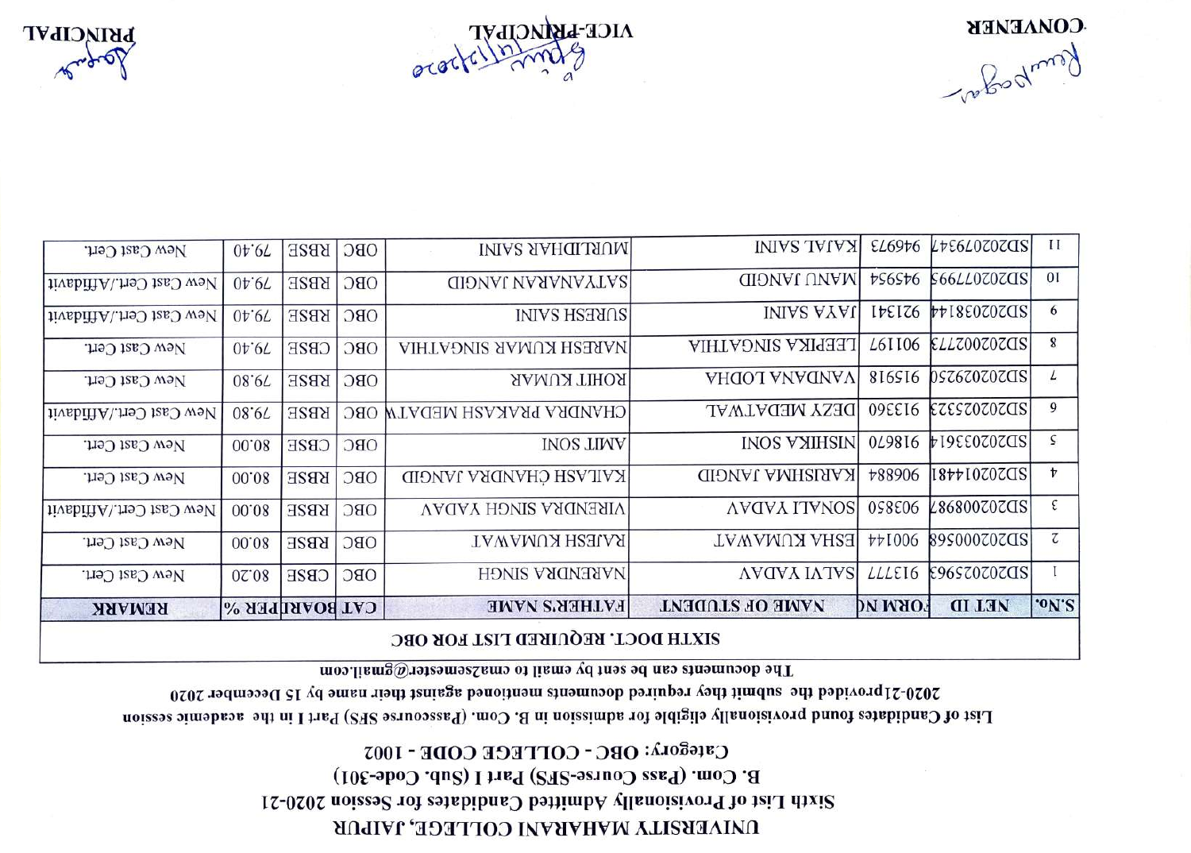# UNIVERSITY MAHARANI COLLEGE, JAIPUR

## Sixth List of Provisionally Admitted Candidates for Session 2020-21

### B. Com. (Pass Course-SFS) Part I (Sub. Code-301)

### Category: OBC - COLLEGE CODE - 1002

List of Candidates found provisionally eligible for admission in B. Com. (Passcourse SFS) Part I in the academic session 2020-21provided the submit they required documents mentioned against their name by 15 December 2020

The documents can be sent by email to cma2semester@gmail.com

**SIXTH DOCT. REQUIRED LIST FOR OBC**

| S.No. | NET ID | FORM NO | NAME OF STUDENT | FATHER'S NAME | CAT | BOARD | PER % | REMARK |
|---|---|---|---|---|---|---|---|---|
| 1 | SD2025963 | 913777 | SALVI YADAV | NARENDRA SINGH | OBC | CBSE | 80.20 | New Cast Cert. |
| 2 | SD2000568 | 900144 | ESHA KUMAWAT | RAJESH KUMAWAT | OBC | RBSE | 80.00 | New Cast Cert. |
| 3 | SD2008987 | 903850 | SONALI YADAV | VIRENDRA SINGH YADAV | OBC | RBSE | 80.00 | New Cast Cert./Affidavit |
| 4 | SD2014481 | 906884 | KARISHMA JANGID | KAILASH CHANDRA JANGID | OBC | RBSE | 80.00 | New Cast Cert. |
| 5 | SD2033614 | 918670 | NISHIKA SONI | AMIT SONI | OBC | CBSE | 80.00 | New Cast Cert. |
| 6 | SD2025323 | 913360 | DEZY MEDATWAL | CHANDRA PRAKASH MEDATWA | OBC | RBSE | 79.80 | New Cast Cert./Affidavit |
| 7 | SD2029250 | 915918 | VANDANA LODHA | ROHIT KUMAR | OBC | RBSE | 79.80 | New Cast Cert. |
| 8 | SD2002773 | 901197 | LEEPIKA SINGATHIA | NARESH KUMAR SINGATHIA | OBC | CBSE | 79.40 | New Cast Cert. |
| 9 | SD2038144 | 921341 | JAYA SAINI | SURESH SAINI | OBC | RBSE | 79.40 | New Cast Cert./Affidavit |
| 10 | SD2007993 | 945954 | MANU JANGID | SATYANARAYAN JANGID | OBC | RBSE | 79.40 | New Cast Cert./Affidavit |
| 11 | SD2079347 | 946973 | KAJAL SAINI | MURLIDHAR SAINI | OBC | RBSE | 79.40 | New Cast Cert. |

CONVENER

VICE-PRINCIPAL

PRINCIPAL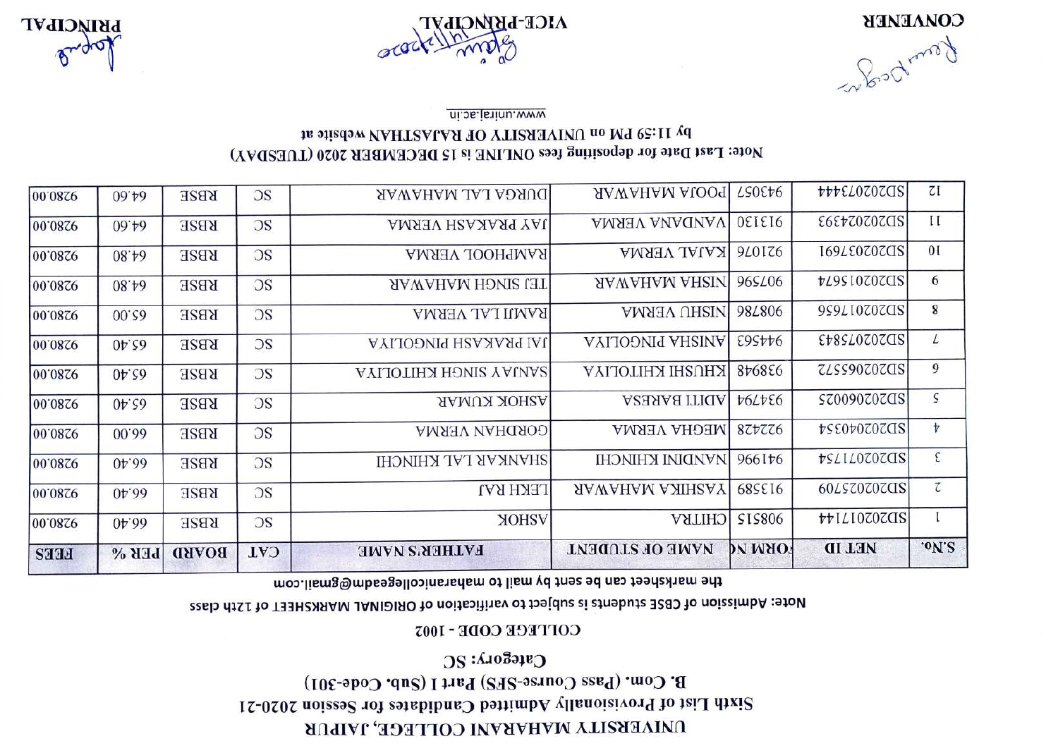# UNIVERSITY MAHARANI COLLEGE, JAIPUR

## Sixth List of Provisionally Admitted Candidates for Session 2020-21

### B. Com. (Pass Course-SFS) Part I (Sub. Code-301)

### Category: SC

### COLLEGE CODE - 1002

Note: Admission of CBSE students is subject to verification of ORIGINAL MARKSHEET of 12th class the marksheet can be sent by mail to maharanicollegeadm@gmail.com

| S.No. | NET ID | FORM NO | NAME OF STUDENT | FATHER'S NAME | CAT | BOARD | PER % | FEES |
|---|---|---|---|---|---|---|---|---|
| 1 | SD2020171144 | 908515 | CHITRA | ASHOK | SC | RBSE | 66.40 | 9280.00 |
| 2 | SD2020252709 | 913589 | YASHIKA MAHAWAR | LEKH RAJ | SC | RBSE | 66.40 | 9280.00 |
| 3 | SD2020171754 | 941996 | NANDINI KHINCHI | SHANKAR LAL KHINCHI | SC | RBSE | 66.40 | 9280.00 |
| 4 | SD2020403254 | 922428 | MEGHA VERMA | GORDHAN VERMA | SC | RBSE | 66.00 | 9280.00 |
| 5 | SD2020060025 | 934794 | ADITI BARESA | ASHOK KUMAR | SC | RBSE | 65.40 | 9280.00 |
| 6 | SD2020655572 | 936948 | KHUSHI KHITOLIYA | SANJAY SINGH KHITOLIYA | SC | RBSE | 65.40 | 9280.00 |
| 7 | SD2020758343 | 944563 | ANISHA PINGOLIYA | JAI PRAKASH PINGOLIYA | SC | RBSE | 65.40 | 9280.00 |
| 8 | SD2020171656 | 908786 | NISHU VERMA | RAMJI LAL VERMA | SC | RBSE | 65.00 | 9280.00 |
| 9 | SD2020151674 | 907596 | NISHA MAHAWAR | TEJ SINGH MAHAWAR | SC | RBSE | 64.80 | 9280.00 |
| 10 | SD2020371691 | 921076 | KAJAL VERMA | RAMPHOOL VERMA | SC | RBSE | 64.80 | 9280.00 |
| 11 | SD2020243393 | 913130 | VANDANA VERMA | JAY PRAKASH VERMA | SC | RBSE | 64.60 | 9280.00 |
| 12 | SD2020373444 | 943057 | POOJA MAHAWAR | DURGA LAL MAHAWAR | SC | RBSE | 64.60 | 9280.00 |

Note: Last Date for depositing fees ONLINE is 15 DECEMBER 2020 (TUESDAY) by 11:59 PM on UNIVERSITY OF RAJASTHAN website at www.uniraj.ac.in

CONVENER | VICE-PRINCIPAL | PRINCIPAL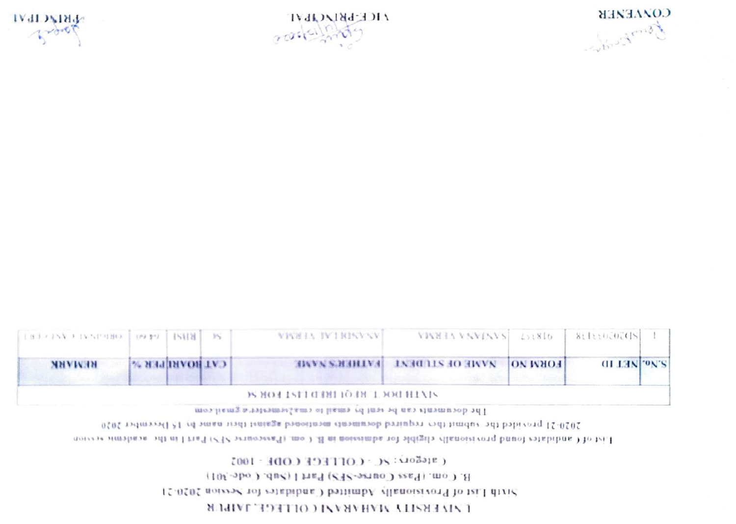# UNIVERSITY MAHARANI COLLEGE, JAIPUR

Sixth List of Provisionally Admitted Candidates for Session 2020-21

B. Com. (Pass Course-SFS) Part I (Sub. Code-301)

Category: SC - COLLEGE CODE - 1002

List of candidates found provisionally eligible for admission in B. Com. (Passcourse SFS) Part I in the academic session 2020-21 provided the submit their required documents mentioned against their name by 15 December 2020

The documents can be sent by email to cma2semester@gmail.com

| SIXTH DOCUMENT REQUIRED LIST FOR SC | | | | | | | | |
|---|---|---|---|---|---|---|---|---|
| S.No. | NET ID | FORM NO | NAME OF STUDENT | FATHER'S NAME | CAT | BOARD | PER % | REMARK |
| 1 | SD2020338 | 918357 | SANJANA VERMA | ANANDI LAL VERMA | SC | RBSE | 64.60 | ORIGINAL CAST CERT. |

CONVENER

VICE-PRINCIPAL

PRINCIPAL